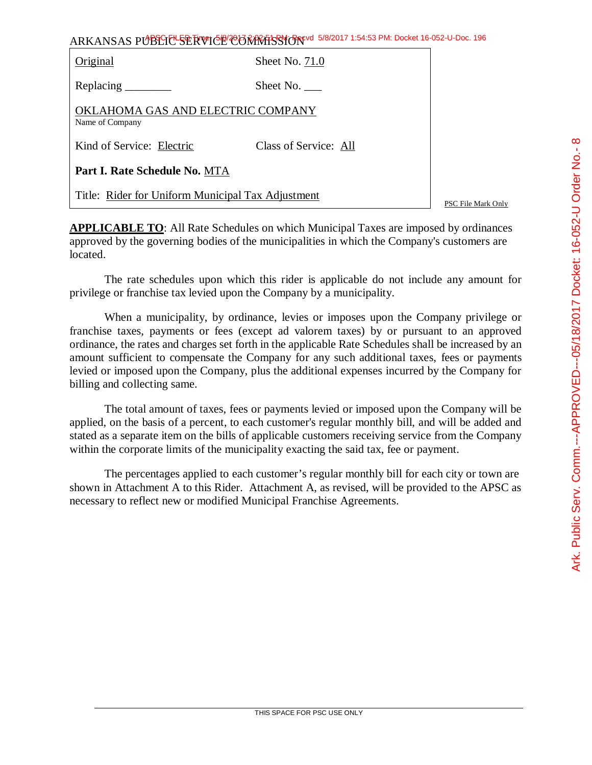ARKANSAS PUBLIC SERVICE COMMISSION

| | |
|---|---|
| Original | Sheet No. 71.0 |
| Replacing ________ | Sheet No. ___ |
| OKLAHOMA GAS AND ELECTRIC COMPANY<br>Name of Company | |
| Kind of Service: Electric | Class of Service: All |
| **Part I. Rate Schedule No.** MTA | |
| Title: Rider for Uniform Municipal Tax Adjustment | |

PSC File Mark Only

**APPLICABLE TO**: All Rate Schedules on which Municipal Taxes are imposed by ordinances approved by the governing bodies of the municipalities in which the Company's customers are located.

The rate schedules upon which this rider is applicable do not include any amount for privilege or franchise tax levied upon the Company by a municipality.

When a municipality, by ordinance, levies or imposes upon the Company privilege or franchise taxes, payments or fees (except ad valorem taxes) by or pursuant to an approved ordinance, the rates and charges set forth in the applicable Rate Schedules shall be increased by an amount sufficient to compensate the Company for any such additional taxes, fees or payments levied or imposed upon the Company, plus the additional expenses incurred by the Company for billing and collecting same.

The total amount of taxes, fees or payments levied or imposed upon the Company will be applied, on the basis of a percent, to each customer's regular monthly bill, and will be added and stated as a separate item on the bills of applicable customers receiving service from the Company within the corporate limits of the municipality exacting the said tax, fee or payment.

The percentages applied to each customer's regular monthly bill for each city or town are shown in Attachment A to this Rider. Attachment A, as revised, will be provided to the APSC as necessary to reflect new or modified Municipal Franchise Agreements.

THIS SPACE FOR PSC USE ONLY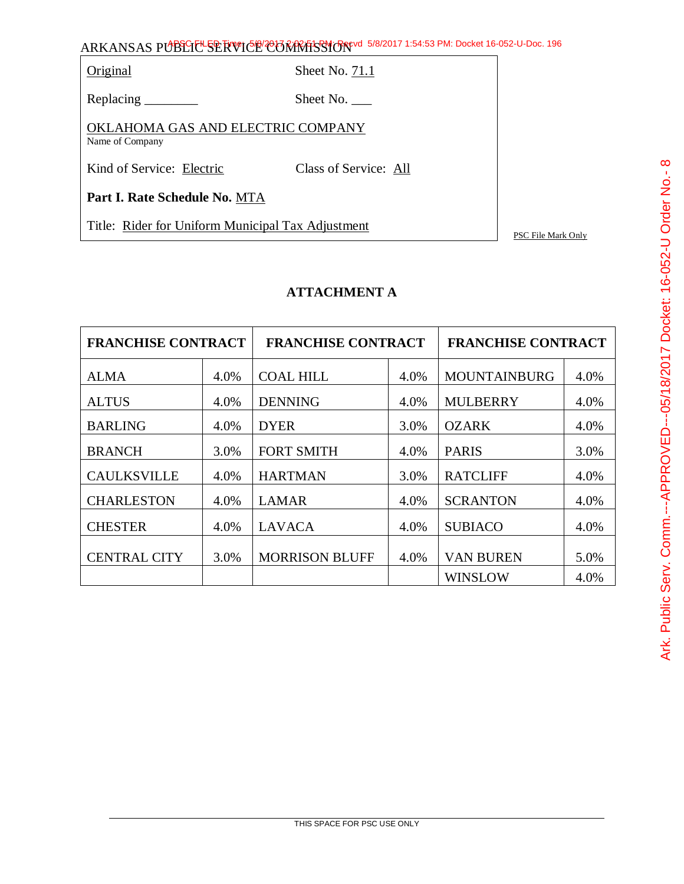ARKANSAS PUBLIC SERVICE COMMISSION

| | |
|---|---|
| Original | Sheet No. 71.1 |
| Replacing ________ | Sheet No. ___ |
| OKLAHOMA GAS AND ELECTRIC COMPANY<br>Name of Company | |
| Kind of Service: Electric | Class of Service: All |
| **Part I. Rate Schedule No.** MTA | |
| Title: Rider for Uniform Municipal Tax Adjustment | |

PSC File Mark Only

## ATTACHMENT A

| FRANCHISE CONTRACT | | FRANCHISE CONTRACT | | FRANCHISE CONTRACT | |
|---|---|---|---|---|---|
| ALMA | 4.0% | COAL HILL | 4.0% | MOUNTAINBURG | 4.0% |
| ALTUS | 4.0% | DENNING | 4.0% | MULBERRY | 4.0% |
| BARLING | 4.0% | DYER | 3.0% | OZARK | 4.0% |
| BRANCH | 3.0% | FORT SMITH | 4.0% | PARIS | 3.0% |
| CAULKSVILLE | 4.0% | HARTMAN | 3.0% | RATCLIFF | 4.0% |
| CHARLESTON | 4.0% | LAMAR | 4.0% | SCRANTON | 4.0% |
| CHESTER | 4.0% | LAVACA | 4.0% | SUBIACO | 4.0% |
| CENTRAL CITY | 3.0% | MORRISON BLUFF | 4.0% | VAN BUREN | 5.0% |
| | | | | WINSLOW | 4.0% |

THIS SPACE FOR PSC USE ONLY